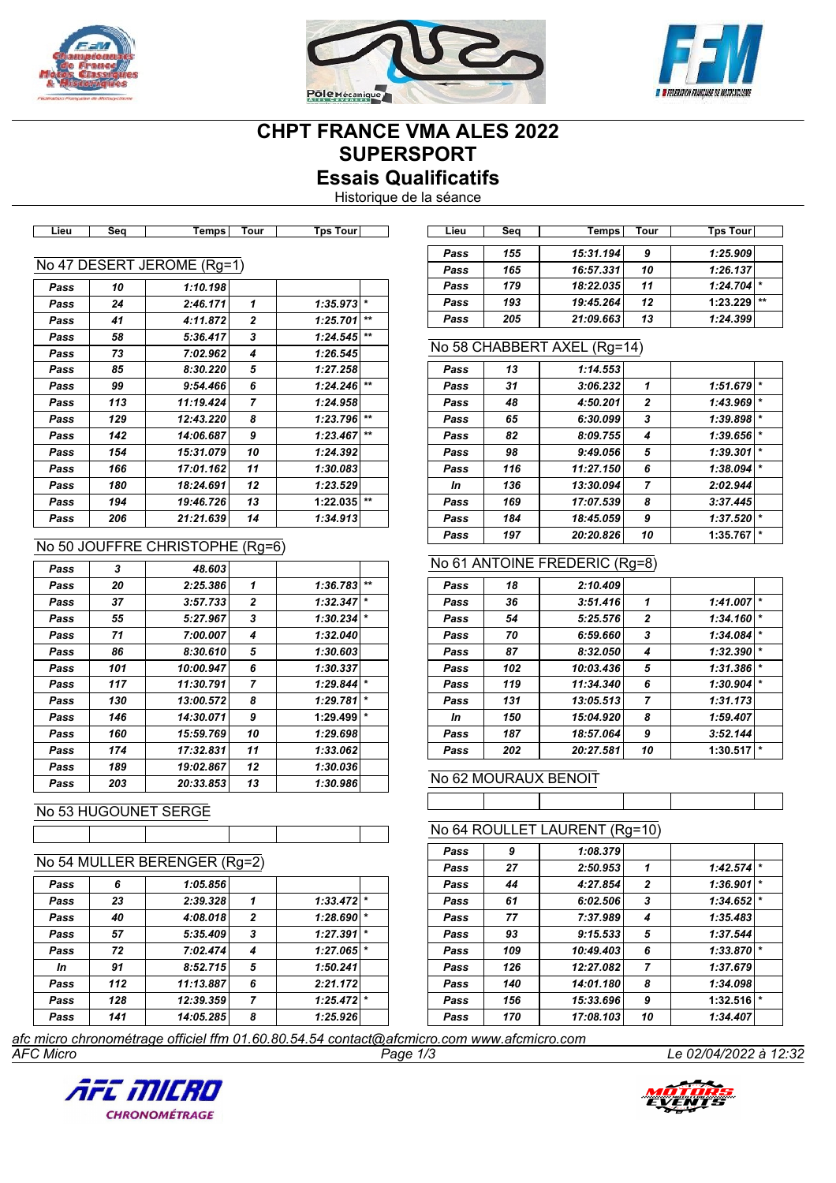# CHPT FRANCE VMA ALES 2022
# SUPERSPORT
# Essais Qualificatifs

Historique de la séance

### No 47 DESERT JEROME (Rg=1)

| Lieu | Seq | Temps | Tour | Tps Tour | |
|---|---|---|---|---|---|
| Pass | 10 | 1:10.198 | | | |
| Pass | 24 | 2:46.171 | 1 | 1:35.973 | * |
| Pass | 41 | 4:11.872 | 2 | 1:25.701 | ** |
| Pass | 58 | 5:36.417 | 3 | 1:24.545 | ** |
| Pass | 73 | 7:02.962 | 4 | 1:26.545 | |
| Pass | 85 | 8:30.220 | 5 | 1:27.258 | |
| Pass | 99 | 9:54.466 | 6 | 1:24.246 | ** |
| Pass | 113 | 11:19.424 | 7 | 1:24.958 | |
| Pass | 129 | 12:43.220 | 8 | 1:23.796 | ** |
| Pass | 142 | 14:06.687 | 9 | 1:23.467 | ** |
| Pass | 154 | 15:31.079 | 10 | 1:24.392 | |
| Pass | 166 | 17:01.162 | 11 | 1:30.083 | |
| Pass | 180 | 18:24.691 | 12 | 1:23.529 | |
| Pass | 194 | 19:46.726 | 13 | 1:22.035 | ** |
| Pass | 206 | 21:21.639 | 14 | 1:34.913 | |

### No 50 JOUFFRE CHRISTOPHE (Rg=6)

| Lieu | Seq | Temps | Tour | Tps Tour | |
|---|---|---|---|---|---|
| Pass | 3 | 48.603 | | | |
| Pass | 20 | 2:25.386 | 1 | 1:36.783 | ** |
| Pass | 37 | 3:57.733 | 2 | 1:32.347 | * |
| Pass | 55 | 5:27.967 | 3 | 1:30.234 | * |
| Pass | 71 | 7:00.007 | 4 | 1:32.040 | |
| Pass | 86 | 8:30.610 | 5 | 1:30.603 | |
| Pass | 101 | 10:00.947 | 6 | 1:30.337 | |
| Pass | 117 | 11:30.791 | 7 | 1:29.844 | * |
| Pass | 130 | 13:00.572 | 8 | 1:29.781 | * |
| Pass | 146 | 14:30.071 | 9 | 1:29.499 | * |
| Pass | 160 | 15:59.769 | 10 | 1:29.698 | |
| Pass | 174 | 17:32.831 | 11 | 1:33.062 | |
| Pass | 189 | 19:02.867 | 12 | 1:30.036 | |
| Pass | 203 | 20:33.853 | 13 | 1:30.986 | |

### No 53 HUGOUNET SERGE

| Lieu | Seq | Temps | Tour | Tps Tour | |
|---|---|---|---|---|---|
| | | | | | |

### No 54 MULLER BERENGER (Rg=2)

| Lieu | Seq | Temps | Tour | Tps Tour | |
|---|---|---|---|---|---|
| Pass | 6 | 1:05.856 | | | |
| Pass | 23 | 2:39.328 | 1 | 1:33.472 | * |
| Pass | 40 | 4:08.018 | 2 | 1:28.690 | * |
| Pass | 57 | 5:35.409 | 3 | 1:27.391 | * |
| Pass | 72 | 7:02.474 | 4 | 1:27.065 | * |
| In | 91 | 8:52.715 | 5 | 1:50.241 | |
| Pass | 112 | 11:13.887 | 6 | 2:21.172 | |
| Pass | 128 | 12:39.359 | 7 | 1:25.472 | * |
| Pass | 141 | 14:05.285 | 8 | 1:25.926 | |
| Pass | 155 | 15:31.194 | 9 | 1:25.909 | |
| Pass | 165 | 16:57.331 | 10 | 1:26.137 | |
| Pass | 179 | 18:22.035 | 11 | 1:24.704 | * |
| Pass | 193 | 19:45.264 | 12 | 1:23.229 | ** |
| Pass | 205 | 21:09.663 | 13 | 1:24.399 | |

### No 58 CHABBERT AXEL (Rg=14)

| Lieu | Seq | Temps | Tour | Tps Tour | |
|---|---|---|---|---|---|
| Pass | 13 | 1:14.553 | | | |
| Pass | 31 | 3:06.232 | 1 | 1:51.679 | * |
| Pass | 48 | 4:50.201 | 2 | 1:43.969 | * |
| Pass | 65 | 6:30.099 | 3 | 1:39.898 | * |
| Pass | 82 | 8:09.755 | 4 | 1:39.656 | * |
| Pass | 98 | 9:49.056 | 5 | 1:39.301 | * |
| Pass | 116 | 11:27.150 | 6 | 1:38.094 | * |
| In | 136 | 13:30.094 | 7 | 2:02.944 | |
| Pass | 169 | 17:07.539 | 8 | 3:37.445 | |
| Pass | 184 | 18:45.059 | 9 | 1:37.520 | * |
| Pass | 197 | 20:20.826 | 10 | 1:35.767 | * |

### No 61 ANTOINE FREDERIC (Rg=8)

| Lieu | Seq | Temps | Tour | Tps Tour | |
|---|---|---|---|---|---|
| Pass | 18 | 2:10.409 | | | |
| Pass | 36 | 3:51.416 | 1 | 1:41.007 | * |
| Pass | 54 | 5:25.576 | 2 | 1:34.160 | * |
| Pass | 70 | 6:59.660 | 3 | 1:34.084 | * |
| Pass | 87 | 8:32.050 | 4 | 1:32.390 | * |
| Pass | 102 | 10:03.436 | 5 | 1:31.386 | * |
| Pass | 119 | 11:34.340 | 6 | 1:30.904 | * |
| Pass | 131 | 13:05.513 | 7 | 1:31.173 | |
| In | 150 | 15:04.920 | 8 | 1:59.407 | |
| Pass | 187 | 18:57.064 | 9 | 3:52.144 | |
| Pass | 202 | 20:27.581 | 10 | 1:30.517 | * |

### No 62 MOURAUX BENOIT

| Lieu | Seq | Temps | Tour | Tps Tour | |
|---|---|---|---|---|---|
| | | | | | |

### No 64 ROULLET LAURENT (Rg=10)

| Lieu | Seq | Temps | Tour | Tps Tour | |
|---|---|---|---|---|---|
| Pass | 9 | 1:08.379 | | | |
| Pass | 27 | 2:50.953 | 1 | 1:42.574 | * |
| Pass | 44 | 4:27.854 | 2 | 1:36.901 | * |
| Pass | 61 | 6:02.506 | 3 | 1:34.652 | * |
| Pass | 77 | 7:37.989 | 4 | 1:35.483 | |
| Pass | 93 | 9:15.533 | 5 | 1:37.544 | |
| Pass | 109 | 10:49.403 | 6 | 1:33.870 | * |
| Pass | 126 | 12:27.082 | 7 | 1:37.679 | |
| Pass | 140 | 14:01.180 | 8 | 1:34.098 | |
| Pass | 156 | 15:33.696 | 9 | 1:32.516 | * |
| Pass | 170 | 17:08.103 | 10 | 1:34.407 | |

afc micro chronométrage officiel ffm 01.60.80.54.54 contact@afcmicro.com www.afcmicro.com

AFC Micro — Le 02/04/2022 à 12:32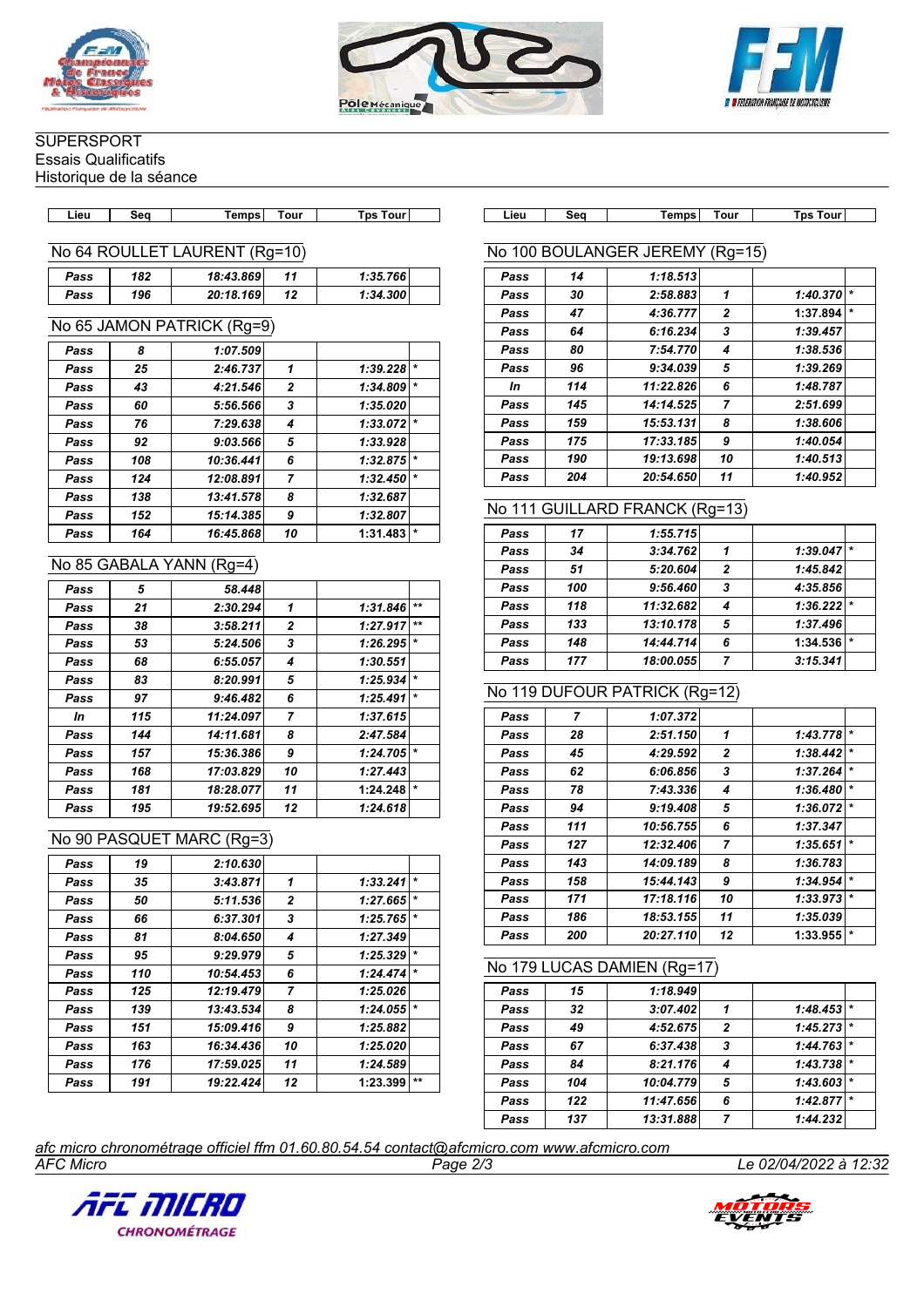SUPERSPORT
Essais Qualificatifs
Historique de la séance

### No 64 ROULLET LAURENT (Rg=10)

| Lieu | Seq | Temps | Tour | Tps Tour | |
|---|---|---|---|---|---|
| Pass | 182 | 18:43.869 | 11 | 1:35.766 | |
| Pass | 196 | 20:18.169 | 12 | 1:34.300 | |

### No 65 JAMON PATRICK (Rg=9)

| Lieu | Seq | Temps | Tour | Tps Tour | |
|---|---|---|---|---|---|
| Pass | 8 | 1:07.509 | | | |
| Pass | 25 | 2:46.737 | 1 | 1:39.228 | * |
| Pass | 43 | 4:21.546 | 2 | 1:34.809 | * |
| Pass | 60 | 5:56.566 | 3 | 1:35.020 | |
| Pass | 76 | 7:29.638 | 4 | 1:33.072 | * |
| Pass | 92 | 9:03.566 | 5 | 1:33.928 | |
| Pass | 108 | 10:36.441 | 6 | 1:32.875 | * |
| Pass | 124 | 12:08.891 | 7 | 1:32.450 | * |
| Pass | 138 | 13:41.578 | 8 | 1:32.687 | |
| Pass | 152 | 15:14.385 | 9 | 1:32.807 | |
| Pass | 164 | 16:45.868 | 10 | 1:31.483 | * |

### No 85 GABALA YANN (Rg=4)

| Lieu | Seq | Temps | Tour | Tps Tour | |
|---|---|---|---|---|---|
| Pass | 5 | 58.448 | | | |
| Pass | 21 | 2:30.294 | 1 | 1:31.846 | ** |
| Pass | 38 | 3:58.211 | 2 | 1:27.917 | ** |
| Pass | 53 | 5:24.506 | 3 | 1:26.295 | * |
| Pass | 68 | 6:55.057 | 4 | 1:30.551 | |
| Pass | 83 | 8:20.991 | 5 | 1:25.934 | * |
| Pass | 97 | 9:46.482 | 6 | 1:25.491 | * |
| In | 115 | 11:24.097 | 7 | 1:37.615 | |
| Pass | 144 | 14:11.681 | 8 | 2:47.584 | |
| Pass | 157 | 15:36.386 | 9 | 1:24.705 | * |
| Pass | 168 | 17:03.829 | 10 | 1:27.443 | |
| Pass | 181 | 18:28.077 | 11 | 1:24.248 | * |
| Pass | 195 | 19:52.695 | 12 | 1:24.618 | |

### No 90 PASQUET MARC (Rg=3)

| Lieu | Seq | Temps | Tour | Tps Tour | |
|---|---|---|---|---|---|
| Pass | 19 | 2:10.630 | | | |
| Pass | 35 | 3:43.871 | 1 | 1:33.241 | * |
| Pass | 50 | 5:11.536 | 2 | 1:27.665 | * |
| Pass | 66 | 6:37.301 | 3 | 1:25.765 | * |
| Pass | 81 | 8:04.650 | 4 | 1:27.349 | |
| Pass | 95 | 9:29.979 | 5 | 1:25.329 | * |
| Pass | 110 | 10:54.453 | 6 | 1:24.474 | * |
| Pass | 125 | 12:19.479 | 7 | 1:25.026 | |
| Pass | 139 | 13:43.534 | 8 | 1:24.055 | * |
| Pass | 151 | 15:09.416 | 9 | 1:25.882 | |
| Pass | 163 | 16:34.436 | 10 | 1:25.020 | |
| Pass | 176 | 17:59.025 | 11 | 1:24.589 | |
| Pass | 191 | 19:22.424 | 12 | 1:23.399 | ** |

### No 100 BOULANGER JEREMY (Rg=15)

| Lieu | Seq | Temps | Tour | Tps Tour | |
|---|---|---|---|---|---|
| Pass | 14 | 1:18.513 | | | |
| Pass | 30 | 2:58.883 | 1 | 1:40.370 | * |
| Pass | 47 | 4:36.777 | 2 | 1:37.894 | * |
| Pass | 64 | 6:16.234 | 3 | 1:39.457 | |
| Pass | 80 | 7:54.770 | 4 | 1:38.536 | |
| Pass | 96 | 9:34.039 | 5 | 1:39.269 | |
| In | 114 | 11:22.826 | 6 | 1:48.787 | |
| Pass | 145 | 14:14.525 | 7 | 2:51.699 | |
| Pass | 159 | 15:53.131 | 8 | 1:38.606 | |
| Pass | 175 | 17:33.185 | 9 | 1:40.054 | |
| Pass | 190 | 19:13.698 | 10 | 1:40.513 | |
| Pass | 204 | 20:54.650 | 11 | 1:40.952 | |

### No 111 GUILLARD FRANCK (Rg=13)

| Lieu | Seq | Temps | Tour | Tps Tour | |
|---|---|---|---|---|---|
| Pass | 17 | 1:55.715 | | | |
| Pass | 34 | 3:34.762 | 1 | 1:39.047 | * |
| Pass | 51 | 5:20.604 | 2 | 1:45.842 | |
| Pass | 100 | 9:56.460 | 3 | 4:35.856 | |
| Pass | 118 | 11:32.682 | 4 | 1:36.222 | * |
| Pass | 133 | 13:10.178 | 5 | 1:37.496 | |
| Pass | 148 | 14:44.714 | 6 | 1:34.536 | * |
| Pass | 177 | 18:00.055 | 7 | 3:15.341 | |

### No 119 DUFOUR PATRICK (Rg=12)

| Lieu | Seq | Temps | Tour | Tps Tour | |
|---|---|---|---|---|---|
| Pass | 7 | 1:07.372 | | | |
| Pass | 28 | 2:51.150 | 1 | 1:43.778 | * |
| Pass | 45 | 4:29.592 | 2 | 1:38.442 | * |
| Pass | 62 | 6:06.856 | 3 | 1:37.264 | * |
| Pass | 78 | 7:43.336 | 4 | 1:36.480 | * |
| Pass | 94 | 9:19.408 | 5 | 1:36.072 | * |
| Pass | 111 | 10:56.755 | 6 | 1:37.347 | |
| Pass | 127 | 12:32.406 | 7 | 1:35.651 | * |
| Pass | 143 | 14:09.189 | 8 | 1:36.783 | |
| Pass | 158 | 15:44.143 | 9 | 1:34.954 | * |
| Pass | 171 | 17:18.116 | 10 | 1:33.973 | * |
| Pass | 186 | 18:53.155 | 11 | 1:35.039 | |
| Pass | 200 | 20:27.110 | 12 | 1:33.955 | * |

### No 179 LUCAS DAMIEN (Rg=17)

| Lieu | Seq | Temps | Tour | Tps Tour | |
|---|---|---|---|---|---|
| Pass | 15 | 1:18.949 | | | |
| Pass | 32 | 3:07.402 | 1 | 1:48.453 | * |
| Pass | 49 | 4:52.675 | 2 | 1:45.273 | * |
| Pass | 67 | 6:37.438 | 3 | 1:44.763 | * |
| Pass | 84 | 8:21.176 | 4 | 1:43.738 | * |
| Pass | 104 | 10:04.779 | 5 | 1:43.603 | * |
| Pass | 122 | 11:47.656 | 6 | 1:42.877 | * |
| Pass | 137 | 13:31.888 | 7 | 1:44.232 | |

*afc micro chronométrage officiel ffm 01.60.80.54.54 contact@afcmicro.com www.afcmicro.com*

AFC Micro — Le 02/04/2022 à 12:32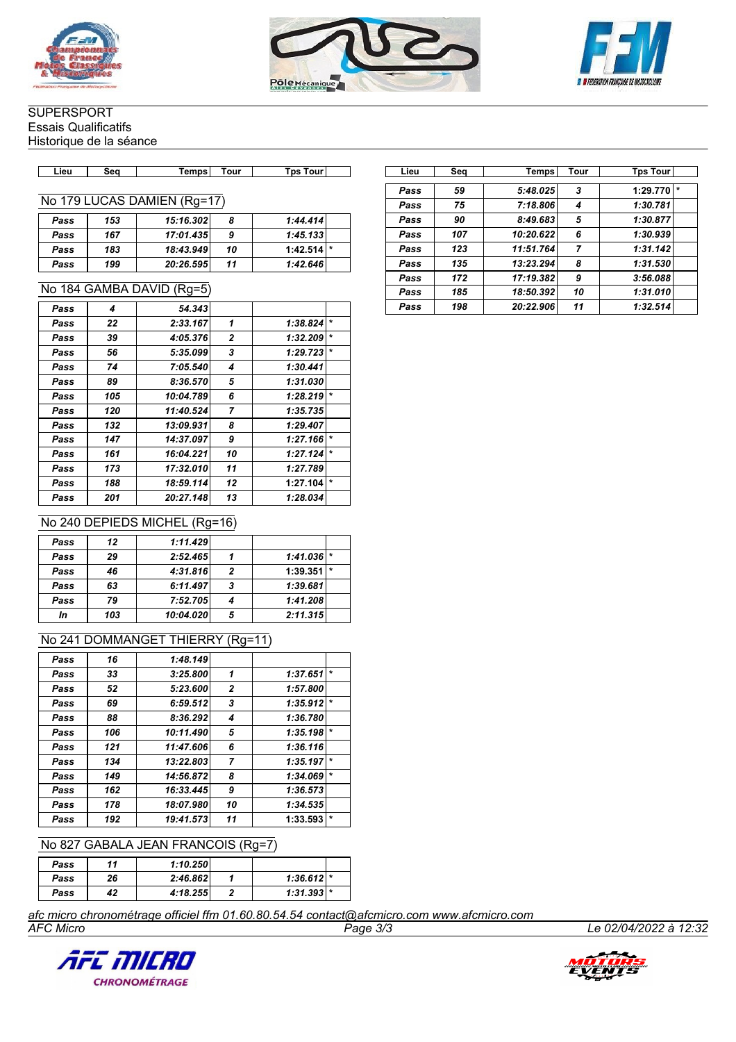SUPERSPORT
Essais Qualificatifs
Historique de la séance

## No 179 LUCAS DAMIEN (Rg=17)

| Lieu | Seq | Temps | Tour | Tps Tour | |
|---|---|---|---|---|---|
| Pass | 153 | 15:16.302 | 8 | 1:44.414 | |
| Pass | 167 | 17:01.435 | 9 | 1:45.133 | |
| Pass | 183 | 18:43.949 | 10 | 1:42.514 | * |
| Pass | 199 | 20:26.595 | 11 | 1:42.646 | |

## No 184 GAMBA DAVID (Rg=5)

| Lieu | Seq | Temps | Tour | Tps Tour | |
|---|---|---|---|---|---|
| Pass | 4 | 54.343 | | | |
| Pass | 22 | 2:33.167 | 1 | 1:38.824 | * |
| Pass | 39 | 4:05.376 | 2 | 1:32.209 | * |
| Pass | 56 | 5:35.099 | 3 | 1:29.723 | * |
| Pass | 74 | 7:05.540 | 4 | 1:30.441 | |
| Pass | 89 | 8:36.570 | 5 | 1:31.030 | |
| Pass | 105 | 10:04.789 | 6 | 1:28.219 | * |
| Pass | 120 | 11:40.524 | 7 | 1:35.735 | |
| Pass | 132 | 13:09.931 | 8 | 1:29.407 | |
| Pass | 147 | 14:37.097 | 9 | 1:27.166 | * |
| Pass | 161 | 16:04.221 | 10 | 1:27.124 | * |
| Pass | 173 | 17:32.010 | 11 | 1:27.789 | |
| Pass | 188 | 18:59.114 | 12 | 1:27.104 | * |
| Pass | 201 | 20:27.148 | 13 | 1:28.034 | |

## No 240 DEPIEDS MICHEL (Rg=16)

| Lieu | Seq | Temps | Tour | Tps Tour | |
|---|---|---|---|---|---|
| Pass | 12 | 1:11.429 | | | |
| Pass | 29 | 2:52.465 | 1 | 1:41.036 | * |
| Pass | 46 | 4:31.816 | 2 | 1:39.351 | * |
| Pass | 63 | 6:11.497 | 3 | 1:39.681 | |
| Pass | 79 | 7:52.705 | 4 | 1:41.208 | |
| In | 103 | 10:04.020 | 5 | 2:11.315 | |

## No 241 DOMMANGET THIERRY (Rg=11)

| Lieu | Seq | Temps | Tour | Tps Tour | |
|---|---|---|---|---|---|
| Pass | 16 | 1:48.149 | | | |
| Pass | 33 | 3:25.800 | 1 | 1:37.651 | * |
| Pass | 52 | 5:23.600 | 2 | 1:57.800 | |
| Pass | 69 | 6:59.512 | 3 | 1:35.912 | * |
| Pass | 88 | 8:36.292 | 4 | 1:36.780 | |
| Pass | 106 | 10:11.490 | 5 | 1:35.198 | * |
| Pass | 121 | 11:47.606 | 6 | 1:36.116 | |
| Pass | 134 | 13:22.803 | 7 | 1:35.197 | * |
| Pass | 149 | 14:56.872 | 8 | 1:34.069 | * |
| Pass | 162 | 16:33.445 | 9 | 1:36.573 | |
| Pass | 178 | 18:07.980 | 10 | 1:34.535 | |
| Pass | 192 | 19:41.573 | 11 | 1:33.593 | * |

## No 827 GABALA JEAN FRANCOIS (Rg=7)

| Lieu | Seq | Temps | Tour | Tps Tour | |
|---|---|---|---|---|---|
| Pass | 11 | 1:10.250 | | | |
| Pass | 26 | 2:46.862 | 1 | 1:36.612 | * |
| Pass | 42 | 4:18.255 | 2 | 1:31.393 | * |
| Pass | 59 | 5:48.025 | 3 | 1:29.770 | * |
| Pass | 75 | 7:18.806 | 4 | 1:30.781 | |
| Pass | 90 | 8:49.683 | 5 | 1:30.877 | |
| Pass | 107 | 10:20.622 | 6 | 1:30.939 | |
| Pass | 123 | 11:51.764 | 7 | 1:31.142 | |
| Pass | 135 | 13:23.294 | 8 | 1:31.530 | |
| Pass | 172 | 17:19.382 | 9 | 3:56.088 | |
| Pass | 185 | 18:50.392 | 10 | 1:31.010 | |
| Pass | 198 | 20:22.906 | 11 | 1:32.514 | |

*afc micro chronométrage officiel ffm 01.60.80.54.54 contact@afcmicro.com www.afcmicro.com*

AFC Micro — Le 02/04/2022 à 12:32